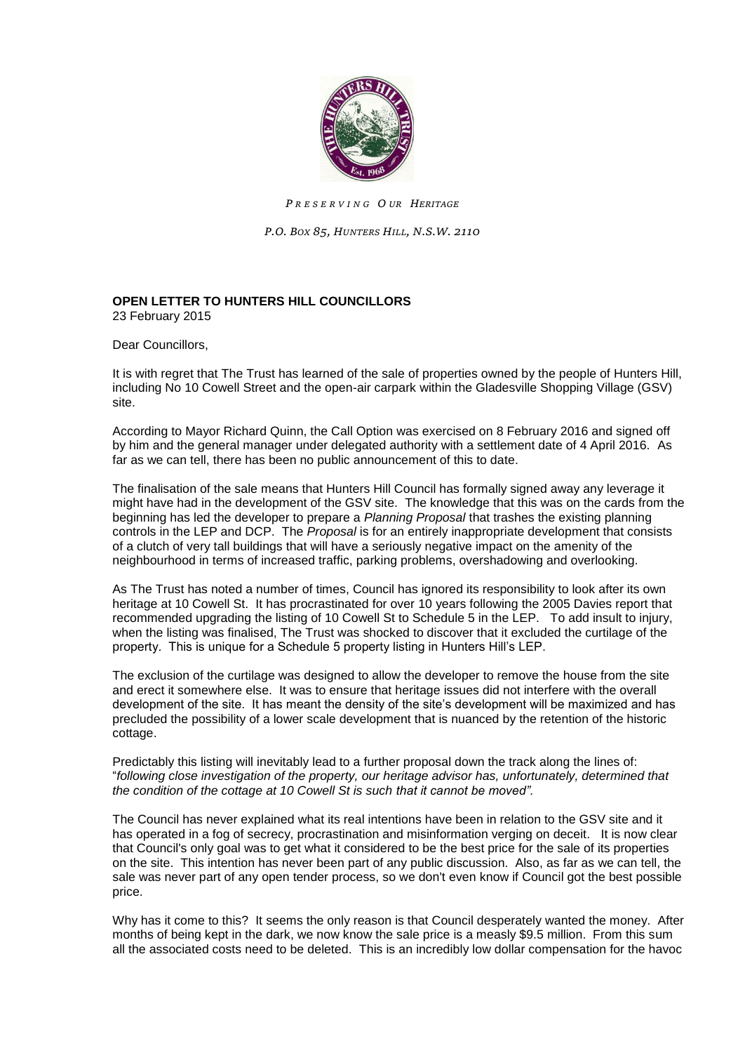*PRESERVING OUR HERITAGE*

*P.O. BOX 85, HUNTERS HILL, N.S.W. 2110*

**OPEN LETTER TO HUNTERS HILL COUNCILLORS**
23 February 2015

Dear Councillors,

It is with regret that The Trust has learned of the sale of properties owned by the people of Hunters Hill, including No 10 Cowell Street and the open-air carpark within the Gladesville Shopping Village (GSV) site.

According to Mayor Richard Quinn, the Call Option was exercised on 8 February 2016 and signed off by him and the general manager under delegated authority with a settlement date of 4 April 2016. As far as we can tell, there has been no public announcement of this to date.

The finalisation of the sale means that Hunters Hill Council has formally signed away any leverage it might have had in the development of the GSV site. The knowledge that this was on the cards from the beginning has led the developer to prepare a *Planning Proposal* that trashes the existing planning controls in the LEP and DCP. The *Proposal* is for an entirely inappropriate development that consists of a clutch of very tall buildings that will have a seriously negative impact on the amenity of the neighbourhood in terms of increased traffic, parking problems, overshadowing and overlooking.

As The Trust has noted a number of times, Council has ignored its responsibility to look after its own heritage at 10 Cowell St. It has procrastinated for over 10 years following the 2005 Davies report that recommended upgrading the listing of 10 Cowell St to Schedule 5 in the LEP. To add insult to injury, when the listing was finalised, The Trust was shocked to discover that it excluded the curtilage of the property. This is unique for a Schedule 5 property listing in Hunters Hill's LEP.

The exclusion of the curtilage was designed to allow the developer to remove the house from the site and erect it somewhere else. It was to ensure that heritage issues did not interfere with the overall development of the site. It has meant the density of the site's development will be maximized and has precluded the possibility of a lower scale development that is nuanced by the retention of the historic cottage.

Predictably this listing will inevitably lead to a further proposal down the track along the lines of: "*following close investigation of the property, our heritage advisor has, unfortunately, determined that the condition of the cottage at 10 Cowell St is such that it cannot be moved".*

The Council has never explained what its real intentions have been in relation to the GSV site and it has operated in a fog of secrecy, procrastination and misinformation verging on deceit. It is now clear that Council's only goal was to get what it considered to be the best price for the sale of its properties on the site. This intention has never been part of any public discussion. Also, as far as we can tell, the sale was never part of any open tender process, so we don't even know if Council got the best possible price.

Why has it come to this? It seems the only reason is that Council desperately wanted the money. After months of being kept in the dark, we now know the sale price is a measly $9.5 million. From this sum all the associated costs need to be deleted. This is an incredibly low dollar compensation for the havoc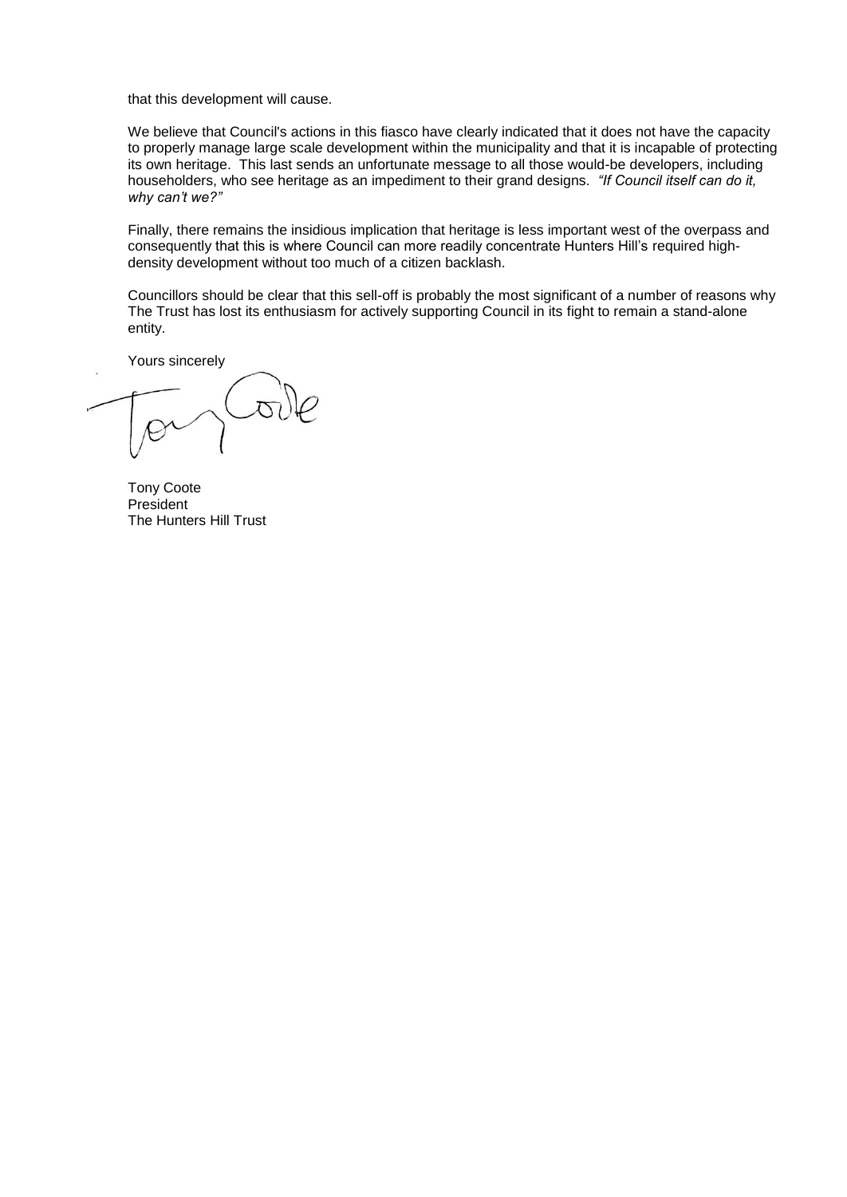that this development will cause.

We believe that Council's actions in this fiasco have clearly indicated that it does not have the capacity to properly manage large scale development within the municipality and that it is incapable of protecting its own heritage. This last sends an unfortunate message to all those would-be developers, including householders, who see heritage as an impediment to their grand designs. *"If Council itself can do it, why can't we?"*

Finally, there remains the insidious implication that heritage is less important west of the overpass and consequently that this is where Council can more readily concentrate Hunters Hill's required high-density development without too much of a citizen backlash.

Councillors should be clear that this sell-off is probably the most significant of a number of reasons why The Trust has lost its enthusiasm for actively supporting Council in its fight to remain a stand-alone entity.

Yours sincerely

Tony Coote
President
The Hunters Hill Trust